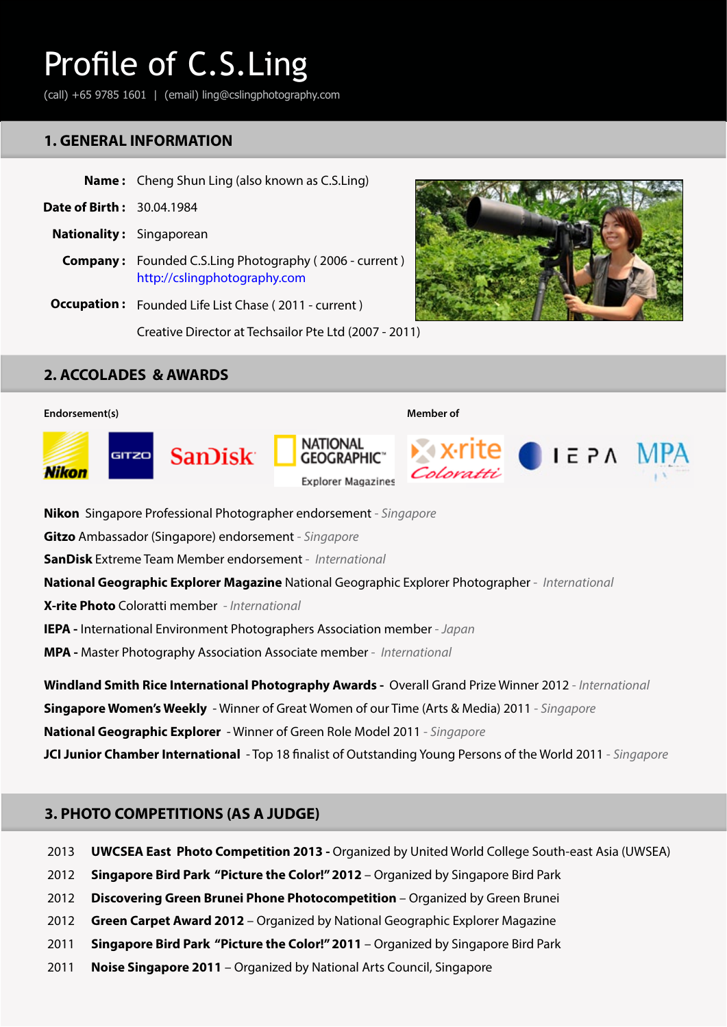# Profile of C.S.Ling

(call) +65 9785 1601 | (email) ling@cslingphotography.com

## 1. GENERAL INFORMATION

**Name :** Cheng Shun Ling (also known as C.S.Ling)

**Date of Birth :** 30.04.1984

**Nationality :** Singaporean

**Company :** Founded C.S.Ling Photography ( 2006 - current ) http://cslingphotography.com

**Occupation :** Founded Life List Chase ( 2011 - current )

Creative Director at Techsailor Pte Ltd (2007 - 2011)

## 2. ACCOLADES & AWARDS

**Endorsement(s)**

**Member of**

**Nikon** Singapore Professional Photographer endorsement - *Singapore*

**Gitzo** Ambassador (Singapore) endorsement - *Singapore*

**SanDisk** Extreme Team Member endorsement - *International*

**National Geographic Explorer Magazine** National Geographic Explorer Photographer - *International*

**X-rite Photo** Coloratti member - *International*

**IEPA -** International Environment Photographers Association member - *Japan*

**MPA -** Master Photography Association Associate member - *International*

**Windland Smith Rice International Photography Awards -** Overall Grand Prize Winner 2012 - *International*

**Singapore Women's Weekly** - Winner of Great Women of our Time (Arts & Media) 2011 - *Singapore*

**National Geographic Explorer** - Winner of Green Role Model 2011 - *Singapore*

**JCI Junior Chamber International** - Top 18 finalist of Outstanding Young Persons of the World 2011 - *Singapore*

## 3. PHOTO COMPETITIONS (AS A JUDGE)

2013 **UWCSEA East Photo Competition 2013 -** Organized by United World College South-east Asia (UWSEA)

2012 **Singapore Bird Park "Picture the Color!" 2012** – Organized by Singapore Bird Park

2012 **Discovering Green Brunei Phone Photocompetition** – Organized by Green Brunei

2012 **Green Carpet Award 2012** – Organized by National Geographic Explorer Magazine

2011 **Singapore Bird Park "Picture the Color!" 2011** – Organized by Singapore Bird Park

2011 **Noise Singapore 2011** – Organized by National Arts Council, Singapore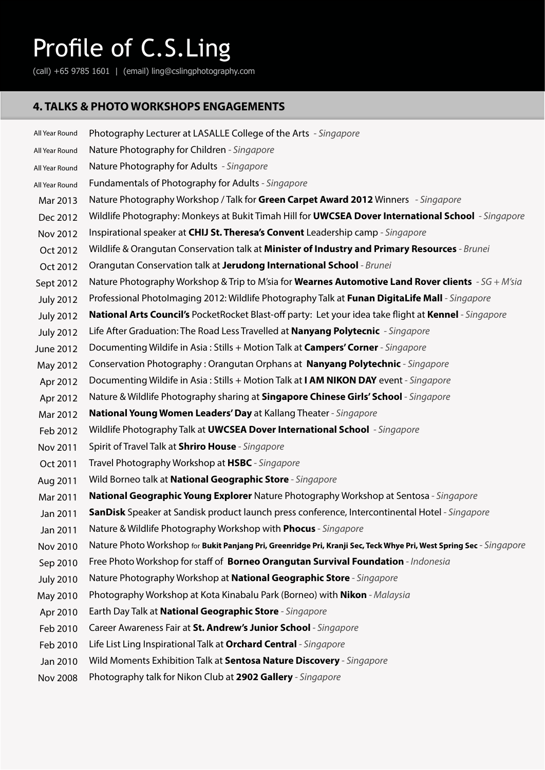# Profile of C.S.Ling

(call) +65 9785 1601 | (email) ling@cslingphotography.com

## 4. TALKS & PHOTO WORKSHOPS ENGAGEMENTS

| | |
|---|---|
| All Year Round | Photography Lecturer at LASALLE College of the Arts *- Singapore* |
| All Year Round | Nature Photography for Children *- Singapore* |
| All Year Round | Nature Photography for Adults *- Singapore* |
| All Year Round | Fundamentals of Photography for Adults *- Singapore* |
| Mar 2013 | Nature Photography Workshop / Talk for **Green Carpet Award 2012** Winners *- Singapore* |
| Dec 2012 | Wildlife Photography: Monkeys at Bukit Timah Hill for **UWCSEA Dover International School** *- Singapore* |
| Nov 2012 | Inspirational speaker at **CHIJ St. Theresa's Convent** Leadership camp *- Singapore* |
| Oct 2012 | Wildlife & Orangutan Conservation talk at **Minister of Industry and Primary Resources** *- Brunei* |
| Oct 2012 | Orangutan Conservation talk at **Jerudong International School** *- Brunei* |
| Sept 2012 | Nature Photography Workshop & Trip to M'sia for **Wearnes Automotive Land Rover clients** *- SG + M'sia* |
| July 2012 | Professional PhotoImaging 2012: Wildlife Photography Talk at **Funan DigitaLife Mall** *- Singapore* |
| July 2012 | **National Arts Council's** PocketRocket Blast-off party: Let your idea take flight at **Kennel** *- Singapore* |
| July 2012 | Life After Graduation: The Road Less Travelled at **Nanyang Polytecnic** *- Singapore* |
| June 2012 | Documenting Wildife in Asia : Stills + Motion Talk at **Campers' Corner** *- Singapore* |
| May 2012 | Conservation Photography : Orangutan Orphans at **Nanyang Polytechnic** *- Singapore* |
| Apr 2012 | Documenting Wildife in Asia : Stills + Motion Talk at **I AM NIKON DAY** event *- Singapore* |
| Apr 2012 | Nature & Wildlife Photography sharing at **Singapore Chinese Girls' School** *- Singapore* |
| Mar 2012 | **National Young Women Leaders' Day** at Kallang Theater *- Singapore* |
| Feb 2012 | Wildlife Photography Talk at **UWCSEA Dover International School** *- Singapore* |
| Nov 2011 | Spirit of Travel Talk at **Shriro House** *- Singapore* |
| Oct 2011 | Travel Photography Workshop at **HSBC** *- Singapore* |
| Aug 2011 | Wild Borneo talk at **National Geographic Store** *- Singapore* |
| Mar 2011 | **National Geographic Young Explorer** Nature Photography Workshop at Sentosa *- Singapore* |
| Jan 2011 | **SanDisk** Speaker at Sandisk product launch press conference, Intercontinental Hotel *- Singapore* |
| Jan 2011 | Nature & Wildlife Photography Workshop with **Phocus** *- Singapore* |
| Nov 2010 | Nature Photo Workshop for **Bukit Panjang Pri, Greenridge Pri, Kranji Sec, Teck Whye Pri, West Spring Sec** *- Singapore* |
| Sep 2010 | Free Photo Workshop for staff of **Borneo Orangutan Survival Foundation** *- Indonesia* |
| July 2010 | Nature Photography Workshop at **National Geographic Store** *- Singapore* |
| May 2010 | Photography Workshop at Kota Kinabalu Park (Borneo) with **Nikon** *- Malaysia* |
| Apr 2010 | Earth Day Talk at **National Geographic Store** *- Singapore* |
| Feb 2010 | Career Awareness Fair at **St. Andrew's Junior School** *- Singapore* |
| Feb 2010 | Life List Ling Inspirational Talk at **Orchard Central** *- Singapore* |
| Jan 2010 | Wild Moments Exhibition Talk at **Sentosa Nature Discovery** *- Singapore* |
| Nov 2008 | Photography talk for Nikon Club at **2902 Gallery** *- Singapore* |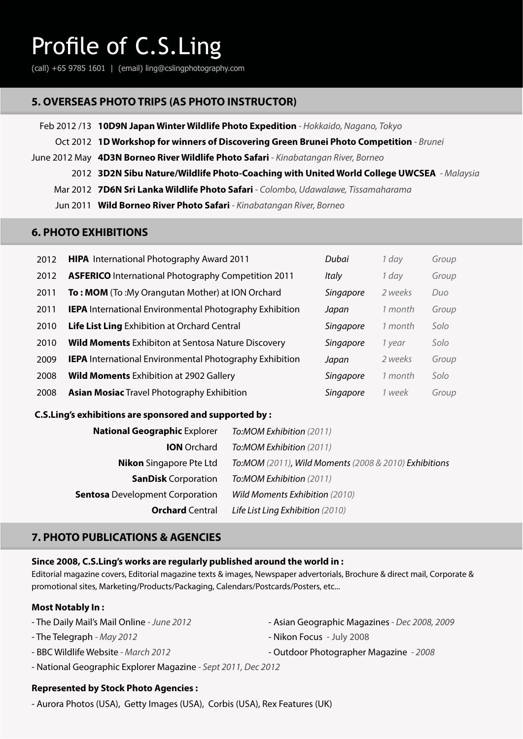# Profile of C.S.Ling

(call) +65 9785 1601 | (email) ling@cslingphotography.com

## 5. OVERSEAS PHOTO TRIPS (AS PHOTO INSTRUCTOR)

| | |
|---|---|
| Feb 2012 /13 | **10D9N Japan Winter Wildlife Photo Expedition** - *Hokkaido, Nagano, Tokyo* |
| Oct 2012 | **1D Workshop for winners of Discovering Green Brunei Photo Competition** - *Brunei* |
| June 2012 May | **4D3N Borneo River Wildlife Photo Safari** - *Kinabatangan River, Borneo* |
| 2012 | **3D2N Sibu Nature/Wildlife Photo-Coaching with United World College UWCSEA** - *Malaysia* |
| Mar 2012 | **7D6N Sri Lanka Wildlife Photo Safari** - *Colombo, Udawalawe, Tissamaharama* |
| Jun 2011 | **Wild Borneo River Photo Safari** - *Kinabatangan River, Borneo* |

## 6. PHOTO EXHIBITIONS

| | | | | |
|---|---|---|---|---|
| 2012 | **HIPA** International Photography Award 2011 | *Dubai* | *1 day* | *Group* |
| 2012 | **ASFERICO** International Photography Competition 2011 | *Italy* | *1 day* | *Group* |
| 2011 | **To : MOM** (To :My Orangutan Mother) at ION Orchard | *Singapore* | *2 weeks* | *Duo* |
| 2011 | **IEPA** International Environmental Photography Exhibition | *Japan* | *1 month* | *Group* |
| 2010 | **Life List Ling** Exhibition at Orchard Central | *Singapore* | *1 month* | *Solo* |
| 2010 | **Wild Moments** Exhibiton at Sentosa Nature Discovery | *Singapore* | *1 year* | *Solo* |
| 2009 | **IEPA** International Environmental Photography Exhibition | *Japan* | *2 weeks* | *Group* |
| 2008 | **Wild Moments** Exhibition at 2902 Gallery | *Singapore* | *1 month* | *Solo* |
| 2008 | **Asian Mosiac** Travel Photography Exhibition | *Singapore* | *1 week* | *Group* |

**C.S.Ling's exhibitions are sponsored and supported by :**

| | |
|---|---|
| **National Geographic** Explorer | *To:MOM Exhibition (2011)* |
| **ION** Orchard | *To:MOM Exhibition (2011)* |
| **Nikon** Singapore Pte Ltd | *To:MOM (2011), Wild Moments (2008 & 2010) Exhibitions* |
| **SanDisk** Corporation | *To:MOM Exhibition (2011)* |
| **Sentosa** Development Corporation | *Wild Moments Exhibition (2010)* |
| **Orchard** Central | *Life List Ling Exhibition (2010)* |

## 7. PHOTO PUBLICATIONS & AGENCIES

**Since 2008, C.S.Ling's works are regularly published around the world in :**

Editorial magazine covers, Editorial magazine texts & images, Newspaper advertorials, Brochure & direct mail, Corporate & promotional sites, Marketing/Products/Packaging, Calendars/Postcards/Posters, etc...

**Most Notably In :**

- The Daily Mail's Mail Online - *June 2012*
- The Telegraph - *May 2012*
- BBC Wildlife Website - *March 2012*
- National Geographic Explorer Magazine - *Sept 2011, Dec 2012*
- Asian Geographic Magazines - *Dec 2008, 2009*
- Nikon Focus - July 2008
- Outdoor Photographer Magazine - *2008*

**Represented by Stock Photo Agencies :**

- Aurora Photos (USA), Getty Images (USA), Corbis (USA), Rex Features (UK)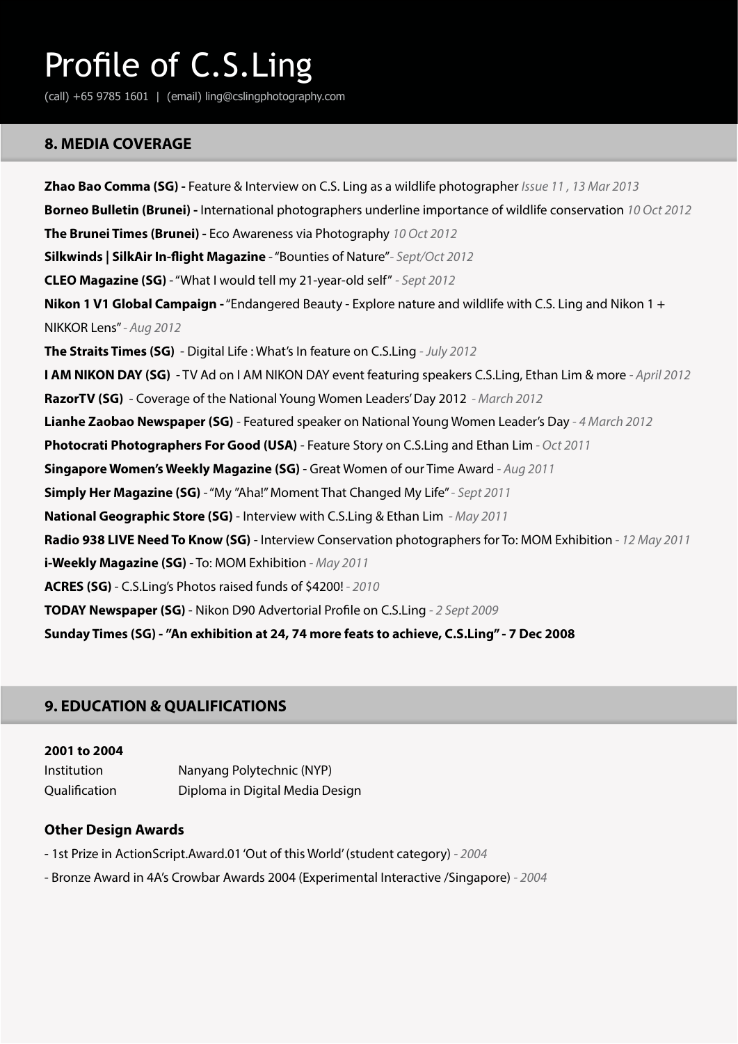# Profile of C.S.Ling

(call) +65 9785 1601 | (email) ling@cslingphotography.com

## 8. MEDIA COVERAGE

**Zhao Bao Comma (SG) -** Feature & Interview on C.S. Ling as a wildlife photographer *Issue 11 , 13 Mar 2013*

**Borneo Bulletin (Brunei) -** International photographers underline importance of wildlife conservation *10 Oct 2012*

**The Brunei Times (Brunei) -** Eco Awareness via Photography *10 Oct 2012*

**Silkwinds | SilkAir In-flight Magazine** - "Bounties of Nature"*- Sept/Oct 2012*

**CLEO Magazine (SG)** - "What I would tell my 21-year-old self" *- Sept 2012*

**Nikon 1 V1 Global Campaign -** "Endangered Beauty - Explore nature and wildlife with C.S. Ling and Nikon 1 + NIKKOR Lens" *- Aug 2012*

**The Straits Times (SG)** - Digital Life : What's In feature on C.S.Ling *- July 2012*

**I AM NIKON DAY (SG)** - TV Ad on I AM NIKON DAY event featuring speakers C.S.Ling, Ethan Lim & more *- April 2012*

**RazorTV (SG)** - Coverage of the National Young Women Leaders' Day 2012 *- March 2012*

**Lianhe Zaobao Newspaper (SG)** - Featured speaker on National Young Women Leader's Day *- 4 March 2012*

**Photocrati Photographers For Good (USA)** - Feature Story on C.S.Ling and Ethan Lim *- Oct 2011*

**Singapore Women's Weekly Magazine (SG)** - Great Women of our Time Award *- Aug 2011*

**Simply Her Magazine (SG)** - "My "Aha!" Moment That Changed My Life" *- Sept 2011*

**National Geographic Store (SG)** - Interview with C.S.Ling & Ethan Lim *- May 2011*

**Radio 938 LIVE Need To Know (SG)** - Interview Conservation photographers for To: MOM Exhibition *- 12 May 2011*

**i-Weekly Magazine (SG)** - To: MOM Exhibition *- May 2011*

**ACRES (SG)** - C.S.Ling's Photos raised funds of $4200! *- 2010*

**TODAY Newspaper (SG)** - Nikon D90 Advertorial Profile on C.S.Ling *- 2 Sept 2009*

**Sunday Times (SG) - "An exhibition at 24, 74 more feats to achieve, C.S.Ling" - 7 Dec 2008**

## 9. EDUCATION & QUALIFICATIONS

**2001 to 2004**

| | |
|---|---|
| Institution | Nanyang Polytechnic (NYP) |
| Qualification | Diploma in Digital Media Design |

### Other Design Awards

- 1st Prize in ActionScript.Award.01 'Out of this World' (student category) *- 2004*
- Bronze Award in 4A's Crowbar Awards 2004 (Experimental Interactive /Singapore) *- 2004*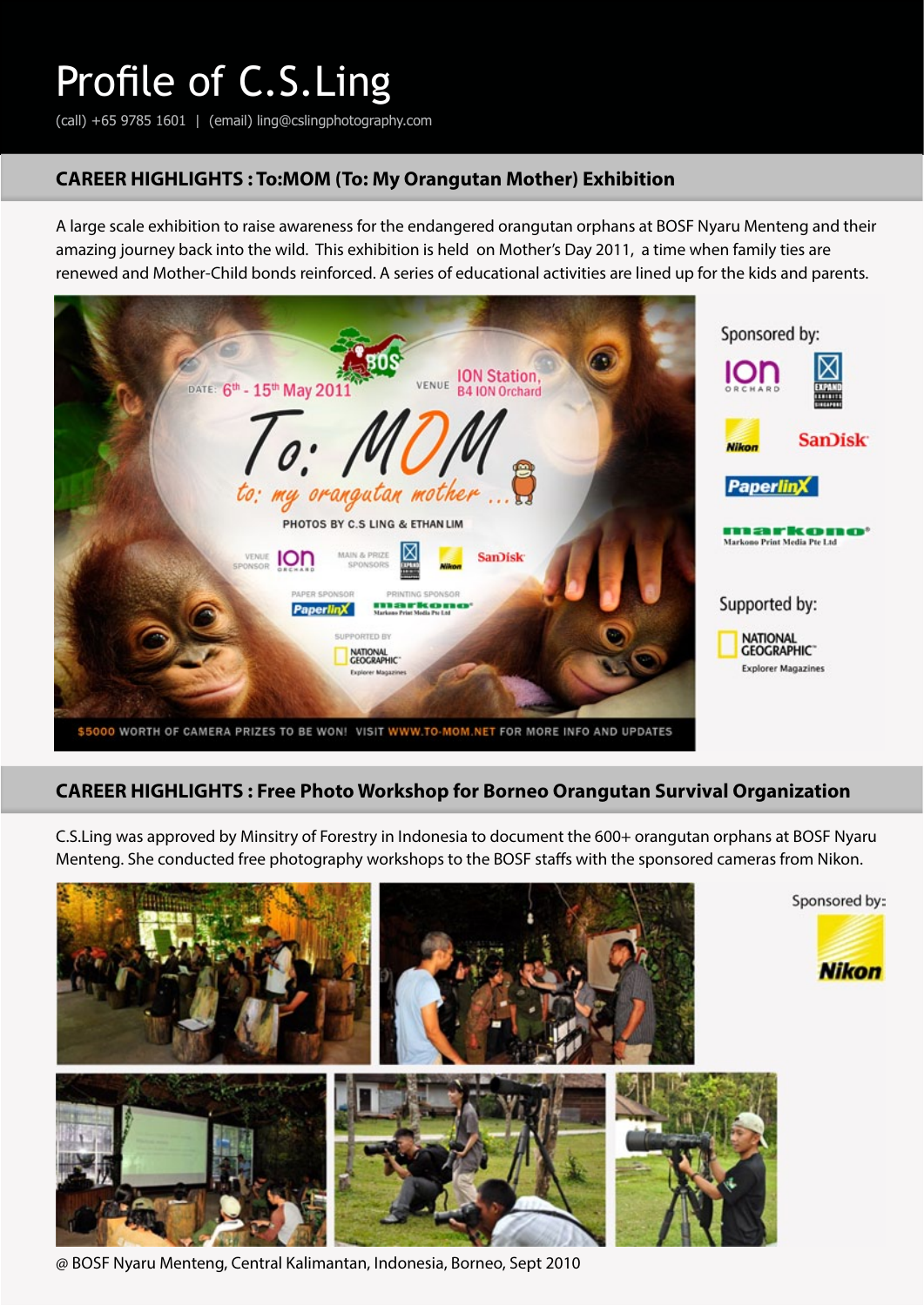# Profile of C.S.Ling

(call) +65 9785 1601 | (email) ling@cslingphotography.com

## CAREER HIGHLIGHTS : To:MOM (To: My Orangutan Mother) Exhibition

A large scale exhibition to raise awareness for the endangered orangutan orphans at BOSF Nyaru Menteng and their amazing journey back into the wild. This exhibition is held on Mother's Day 2011, a time when family ties are renewed and Mother-Child bonds reinforced. A series of educational activities are lined up for the kids and parents.

DATE: 6th - 15th May 2011

VENUE: ION Station, B4 ION Orchard

To: MOM

to: my orangutan mother ...

PHOTOS BY C.S LING & ETHAN LIM

VENUE SPONSOR: ION Orchard

MAIN & PRIZE SPONSORS: Expand Exhibits Singapore, Nikon, SanDisk

PAPER SPONSOR: Paperlinx

PRINTING SPONSOR: Markono Print Media Pte Ltd

SUPPORTED BY: National Geographic Explorer Magazines

$5000 WORTH OF CAMERA PRIZES TO BE WON! VISIT WWW.TO-MOM.NET FOR MORE INFO AND UPDATES

Sponsored by: ION Orchard, Expand Exhibits Singapore, Nikon, SanDisk, Paperlinx, Markono Print Media Pte Ltd

Supported by: National Geographic Explorer Magazines

## CAREER HIGHLIGHTS : Free Photo Workshop for Borneo Orangutan Survival Organization

C.S.Ling was approved by Minsitry of Forestry in Indonesia to document the 600+ orangutan orphans at BOSF Nyaru Menteng. She conducted free photography workshops to the BOSF staffs with the sponsored cameras from Nikon.

Sponsored by: Nikon

@ BOSF Nyaru Menteng, Central Kalimantan, Indonesia, Borneo, Sept 2010